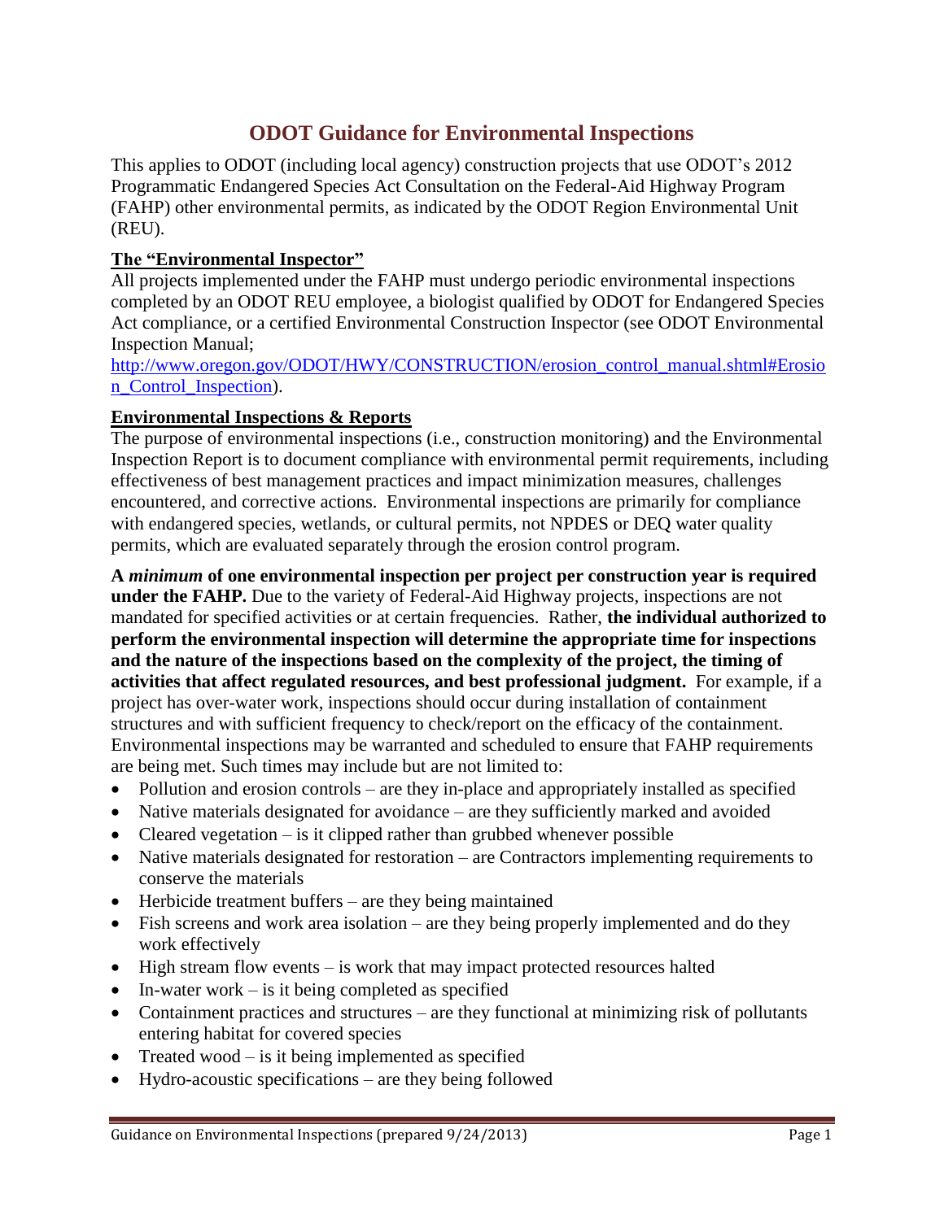# ODOT Guidance for Environmental Inspections

This applies to ODOT (including local agency) construction projects that use ODOT's 2012 Programmatic Endangered Species Act Consultation on the Federal-Aid Highway Program (FAHP) other environmental permits, as indicated by the ODOT Region Environmental Unit (REU).

## The "Environmental Inspector"

All projects implemented under the FAHP must undergo periodic environmental inspections completed by an ODOT REU employee, a biologist qualified by ODOT for Endangered Species Act compliance, or a certified Environmental Construction Inspector (see ODOT Environmental Inspection Manual; [http://www.oregon.gov/ODOT/HWY/CONSTRUCTION/erosion_control_manual.shtml#Erosion_Control_Inspection](http://www.oregon.gov/ODOT/HWY/CONSTRUCTION/erosion_control_manual.shtml#Erosion_Control_Inspection)).

## Environmental Inspections & Reports

The purpose of environmental inspections (i.e., construction monitoring) and the Environmental Inspection Report is to document compliance with environmental permit requirements, including effectiveness of best management practices and impact minimization measures, challenges encountered, and corrective actions. Environmental inspections are primarily for compliance with endangered species, wetlands, or cultural permits, not NPDES or DEQ water quality permits, which are evaluated separately through the erosion control program.

**A *minimum* of one environmental inspection per project per construction year is required under the FAHP.** Due to the variety of Federal-Aid Highway projects, inspections are not mandated for specified activities or at certain frequencies. Rather, **the individual authorized to perform the environmental inspection will determine the appropriate time for inspections and the nature of the inspections based on the complexity of the project, the timing of activities that affect regulated resources, and best professional judgment.** For example, if a project has over-water work, inspections should occur during installation of containment structures and with sufficient frequency to check/report on the efficacy of the containment. Environmental inspections may be warranted and scheduled to ensure that FAHP requirements are being met. Such times may include but are not limited to:

- Pollution and erosion controls – are they in-place and appropriately installed as specified
- Native materials designated for avoidance – are they sufficiently marked and avoided
- Cleared vegetation – is it clipped rather than grubbed whenever possible
- Native materials designated for restoration – are Contractors implementing requirements to conserve the materials
- Herbicide treatment buffers – are they being maintained
- Fish screens and work area isolation – are they being properly implemented and do they work effectively
- High stream flow events – is work that may impact protected resources halted
- In-water work – is it being completed as specified
- Containment practices and structures – are they functional at minimizing risk of pollutants entering habitat for covered species
- Treated wood – is it being implemented as specified
- Hydro-acoustic specifications – are they being followed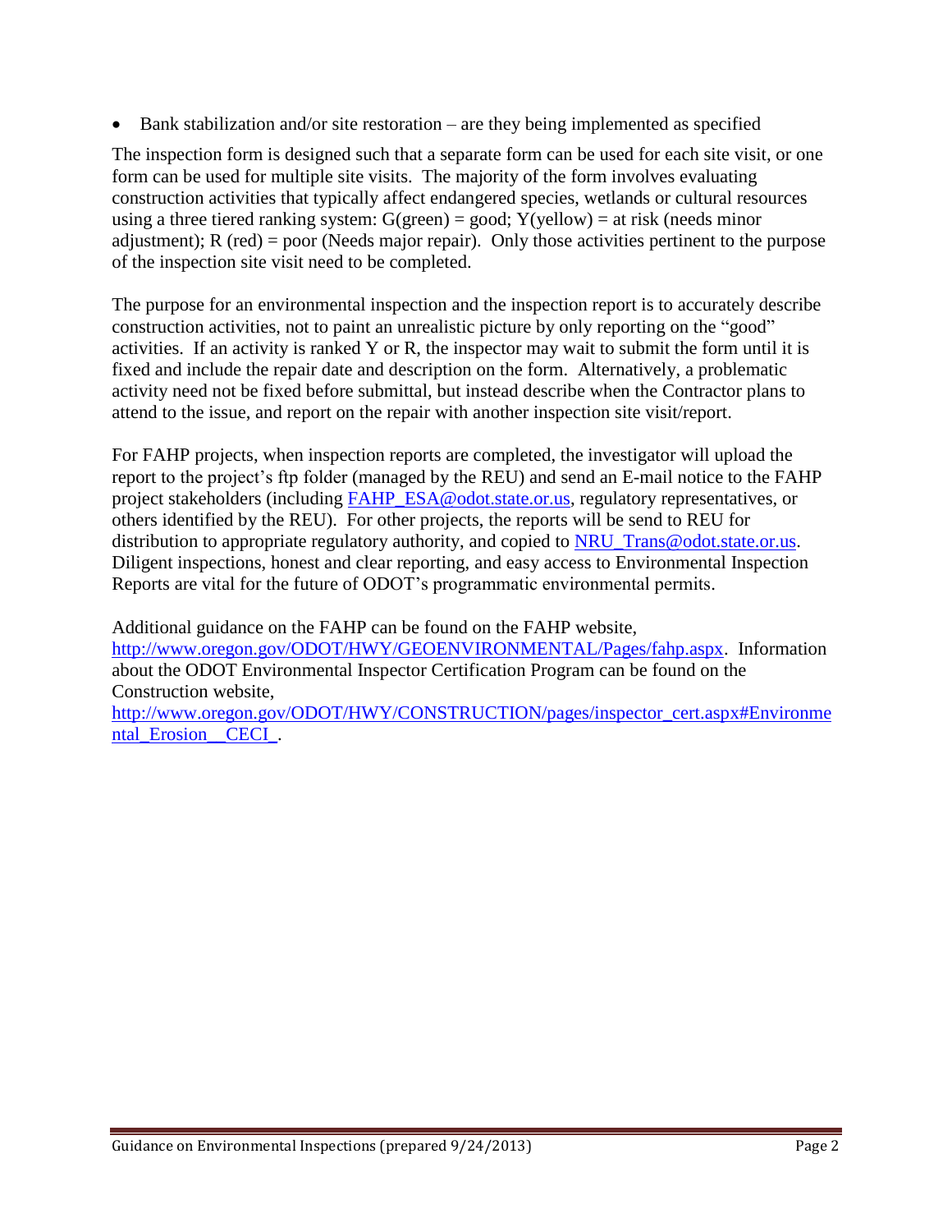- Bank stabilization and/or site restoration – are they being implemented as specified

The inspection form is designed such that a separate form can be used for each site visit, or one form can be used for multiple site visits. The majority of the form involves evaluating construction activities that typically affect endangered species, wetlands or cultural resources using a three tiered ranking system: G(green) = good; Y(yellow) = at risk (needs minor adjustment); R (red) = poor (Needs major repair). Only those activities pertinent to the purpose of the inspection site visit need to be completed.

The purpose for an environmental inspection and the inspection report is to accurately describe construction activities, not to paint an unrealistic picture by only reporting on the "good" activities. If an activity is ranked Y or R, the inspector may wait to submit the form until it is fixed and include the repair date and description on the form. Alternatively, a problematic activity need not be fixed before submittal, but instead describe when the Contractor plans to attend to the issue, and report on the repair with another inspection site visit/report.

For FAHP projects, when inspection reports are completed, the investigator will upload the report to the project's ftp folder (managed by the REU) and send an E-mail notice to the FAHP project stakeholders (including FAHP_ESA@odot.state.or.us, regulatory representatives, or others identified by the REU). For other projects, the reports will be send to REU for distribution to appropriate regulatory authority, and copied to NRU_Trans@odot.state.or.us. Diligent inspections, honest and clear reporting, and easy access to Environmental Inspection Reports are vital for the future of ODOT's programmatic environmental permits.

Additional guidance on the FAHP can be found on the FAHP website, http://www.oregon.gov/ODOT/HWY/GEOENVIRONMENTAL/Pages/fahp.aspx. Information about the ODOT Environmental Inspector Certification Program can be found on the Construction website, http://www.oregon.gov/ODOT/HWY/CONSTRUCTION/pages/inspector_cert.aspx#Environmental_Erosion__CECI_.